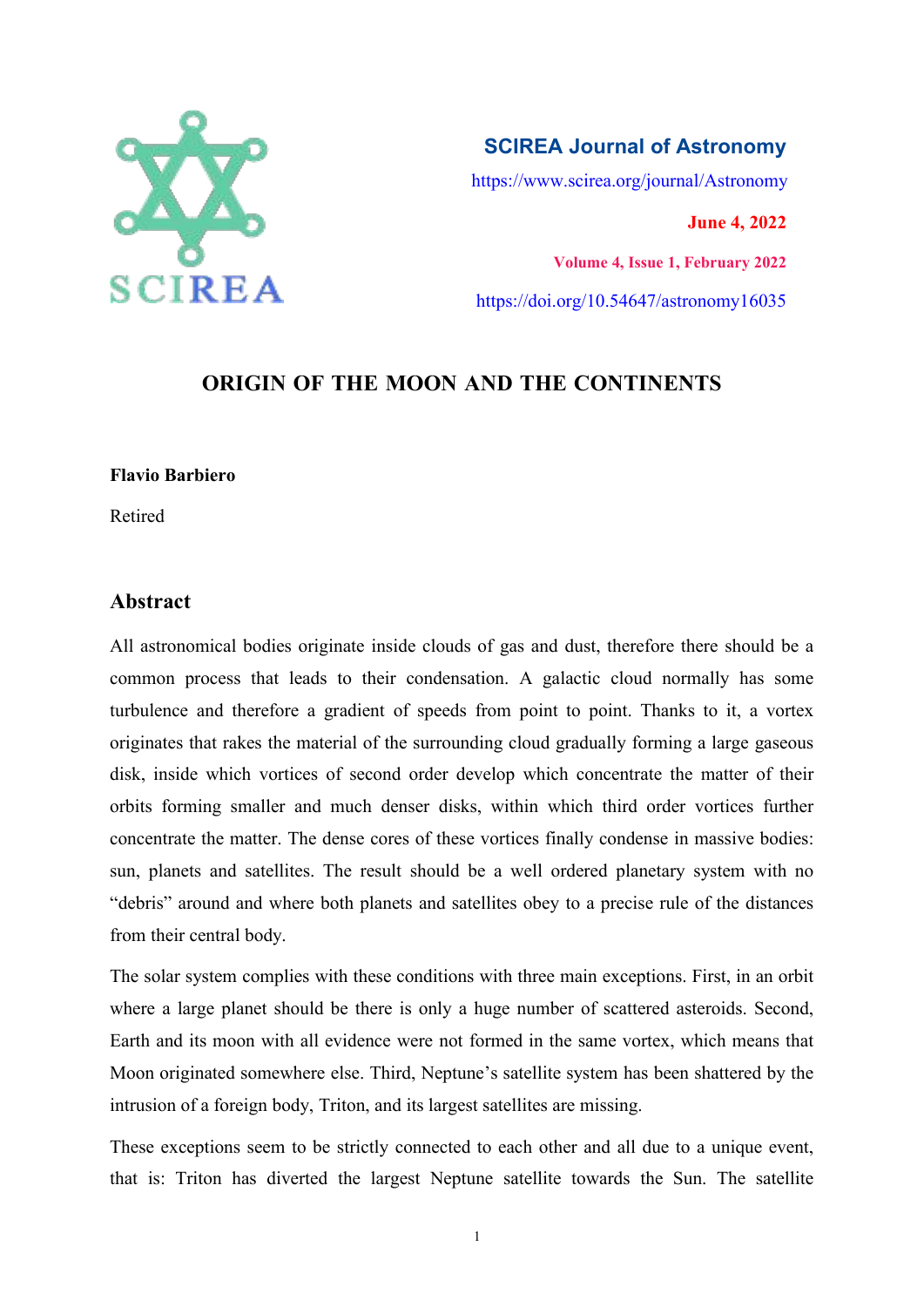**SCIREA Journal of Astronomy**

https://www.scirea.org/journal/Astronomy

**June 4, 2022**

**Volume 4, Issue 1, February 2022**

https://doi.org/10.54647/astronomy16035

# ORIGIN OF THE MOON AND THE CONTINENTS

**Flavio Barbiero**

Retired

## Abstract

All astronomical bodies originate inside clouds of gas and dust, therefore there should be a common process that leads to their condensation. A galactic cloud normally has some turbulence and therefore a gradient of speeds from point to point. Thanks to it, a vortex originates that rakes the material of the surrounding cloud gradually forming a large gaseous disk, inside which vortices of second order develop which concentrate the matter of their orbits forming smaller and much denser disks, within which third order vortices further concentrate the matter. The dense cores of these vortices finally condense in massive bodies: sun, planets and satellites. The result should be a well ordered planetary system with no "debris" around and where both planets and satellites obey to a precise rule of the distances from their central body.

The solar system complies with these conditions with three main exceptions. First, in an orbit where a large planet should be there is only a huge number of scattered asteroids. Second, Earth and its moon with all evidence were not formed in the same vortex, which means that Moon originated somewhere else. Third, Neptune's satellite system has been shattered by the intrusion of a foreign body, Triton, and its largest satellites are missing.

These exceptions seem to be strictly connected to each other and all due to a unique event, that is: Triton has diverted the largest Neptune satellite towards the Sun. The satellite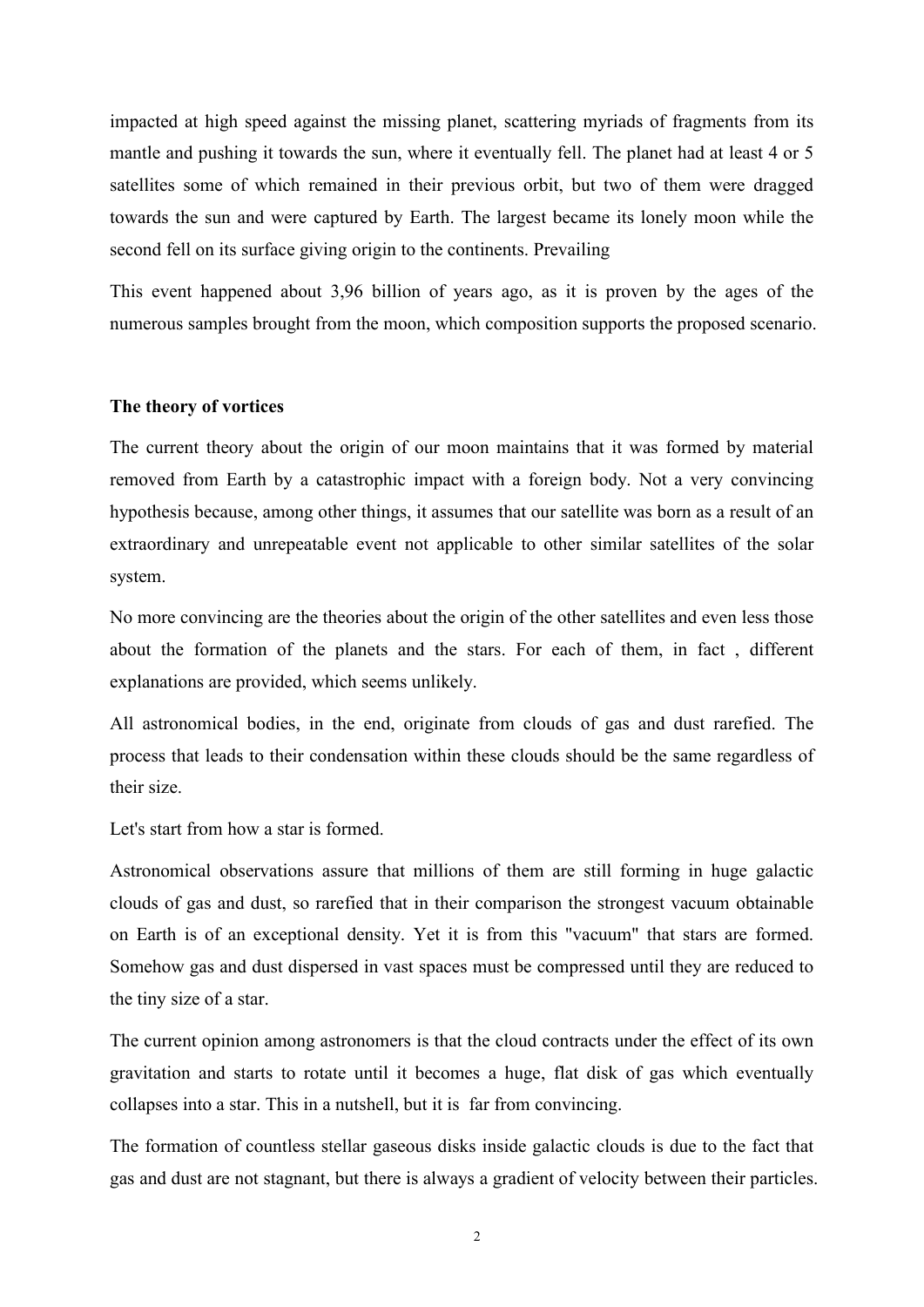impacted at high speed against the missing planet, scattering myriads of fragments from its mantle and pushing it towards the sun, where it eventually fell. The planet had at least 4 or 5 satellites some of which remained in their previous orbit, but two of them were dragged towards the sun and were captured by Earth. The largest became its lonely moon while the second fell on its surface giving origin to the continents. Prevailing

This event happened about 3,96 billion of years ago, as it is proven by the ages of the numerous samples brought from the moon, which composition supports the proposed scenario.

**The theory of vortices**

The current theory about the origin of our moon maintains that it was formed by material removed from Earth by a catastrophic impact with a foreign body. Not a very convincing hypothesis because, among other things, it assumes that our satellite was born as a result of an extraordinary and unrepeatable event not applicable to other similar satellites of the solar system.

No more convincing are the theories about the origin of the other satellites and even less those about the formation of the planets and the stars. For each of them, in fact , different explanations are provided, which seems unlikely.

All astronomical bodies, in the end, originate from clouds of gas and dust rarefied. The process that leads to their condensation within these clouds should be the same regardless of their size.

Let's start from how a star is formed.

Astronomical observations assure that millions of them are still forming in huge galactic clouds of gas and dust, so rarefied that in their comparison the strongest vacuum obtainable on Earth is of an exceptional density. Yet it is from this "vacuum" that stars are formed. Somehow gas and dust dispersed in vast spaces must be compressed until they are reduced to the tiny size of a star.

The current opinion among astronomers is that the cloud contracts under the effect of its own gravitation and starts to rotate until it becomes a huge, flat disk of gas which eventually collapses into a star. This in a nutshell, but it is far from convincing.

The formation of countless stellar gaseous disks inside galactic clouds is due to the fact that gas and dust are not stagnant, but there is always a gradient of velocity between their particles.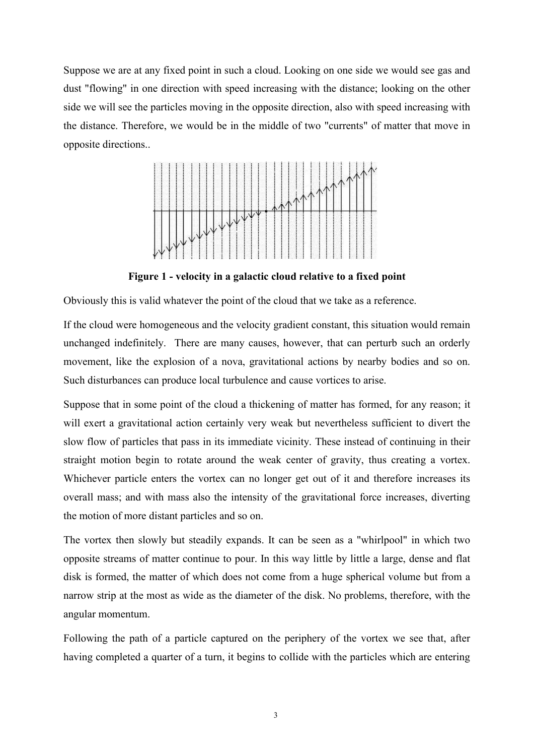Suppose we are at any fixed point in such a cloud. Looking on one side we would see gas and dust "flowing" in one direction with speed increasing with the distance; looking on the other side we will see the particles moving in the opposite direction, also with speed increasing with the distance. Therefore, we would be in the middle of two "currents" of matter that move in opposite directions..

**Figure 1 - velocity in a galactic cloud relative to a fixed point**

Obviously this is valid whatever the point of the cloud that we take as a reference.

If the cloud were homogeneous and the velocity gradient constant, this situation would remain unchanged indefinitely. There are many causes, however, that can perturb such an orderly movement, like the explosion of a nova, gravitational actions by nearby bodies and so on. Such disturbances can produce local turbulence and cause vortices to arise.

Suppose that in some point of the cloud a thickening of matter has formed, for any reason; it will exert a gravitational action certainly very weak but nevertheless sufficient to divert the slow flow of particles that pass in its immediate vicinity. These instead of continuing in their straight motion begin to rotate around the weak center of gravity, thus creating a vortex. Whichever particle enters the vortex can no longer get out of it and therefore increases its overall mass; and with mass also the intensity of the gravitational force increases, diverting the motion of more distant particles and so on.

The vortex then slowly but steadily expands. It can be seen as a "whirlpool" in which two opposite streams of matter continue to pour. In this way little by little a large, dense and flat disk is formed, the matter of which does not come from a huge spherical volume but from a narrow strip at the most as wide as the diameter of the disk. No problems, therefore, with the angular momentum.

Following the path of a particle captured on the periphery of the vortex we see that, after having completed a quarter of a turn, it begins to collide with the particles which are entering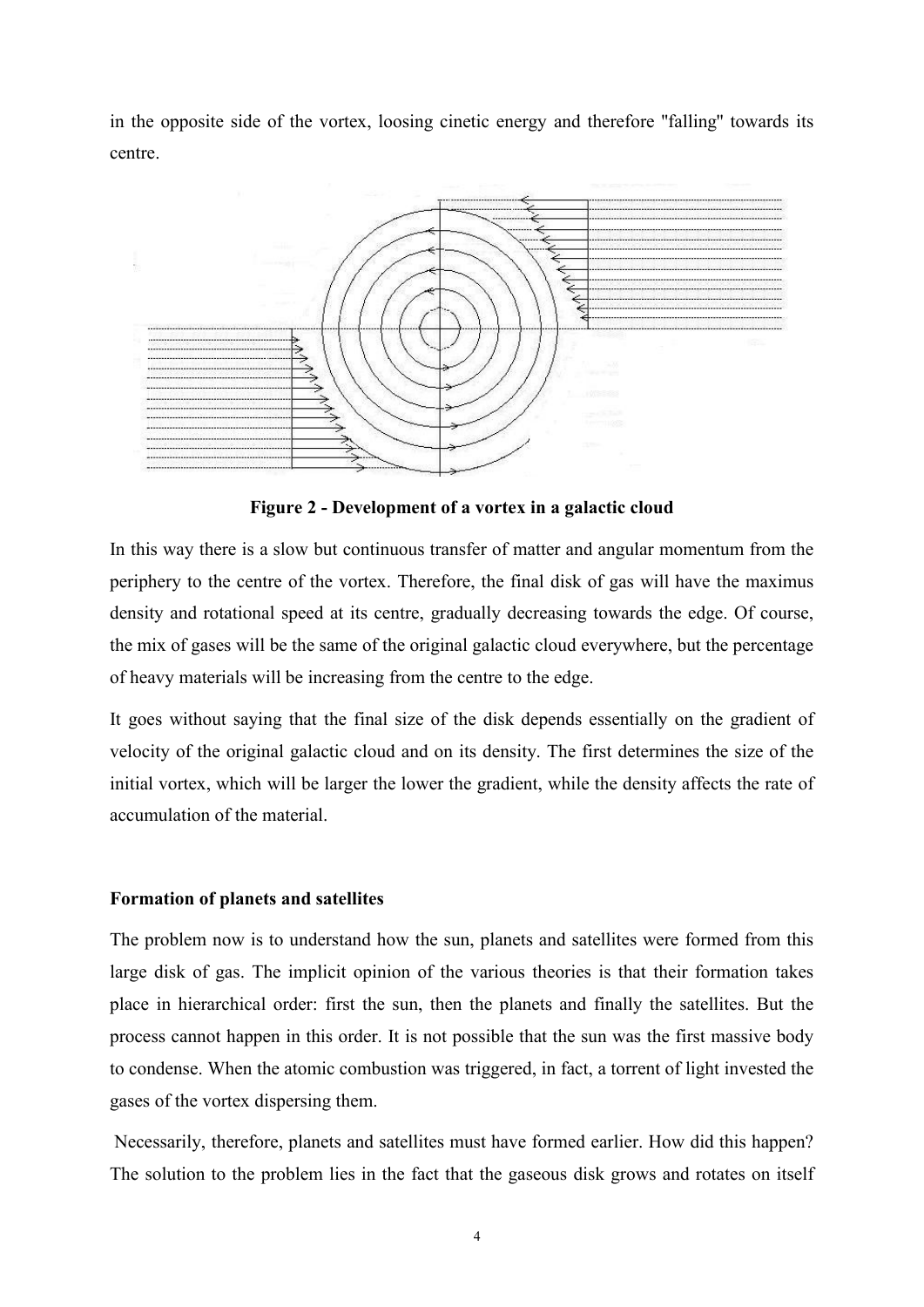in the opposite side of the vortex, loosing cinetic energy and therefore "falling" towards its centre.

**Figure 2 - Development of a vortex in a galactic cloud**

In this way there is a slow but continuous transfer of matter and angular momentum from the periphery to the centre of the vortex. Therefore, the final disk of gas will have the maximus density and rotational speed at its centre, gradually decreasing towards the edge. Of course, the mix of gases will be the same of the original galactic cloud everywhere, but the percentage of heavy materials will be increasing from the centre to the edge.

It goes without saying that the final size of the disk depends essentially on the gradient of velocity of the original galactic cloud and on its density. The first determines the size of the initial vortex, which will be larger the lower the gradient, while the density affects the rate of accumulation of the material.

### Formation of planets and satellites

The problem now is to understand how the sun, planets and satellites were formed from this large disk of gas. The implicit opinion of the various theories is that their formation takes place in hierarchical order: first the sun, then the planets and finally the satellites. But the process cannot happen in this order. It is not possible that the sun was the first massive body to condense. When the atomic combustion was triggered, in fact, a torrent of light invested the gases of the vortex dispersing them.

Necessarily, therefore, planets and satellites must have formed earlier. How did this happen? The solution to the problem lies in the fact that the gaseous disk grows and rotates on itself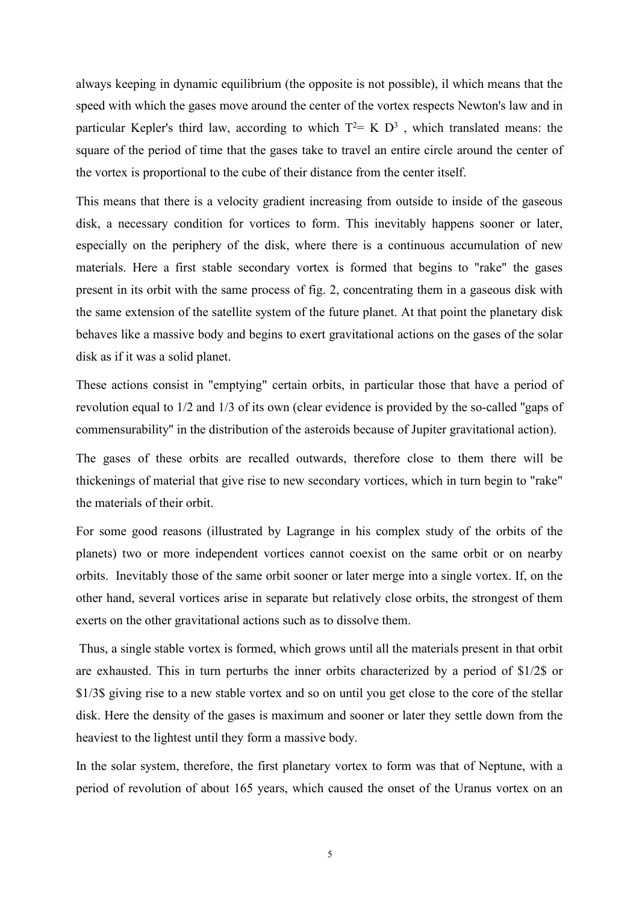always keeping in dynamic equilibrium (the opposite is not possible), il which means that the speed with which the gases move around the center of the vortex respects Newton's law and in particular Kepler's third law, according to which $T^2 = K\ D^3$ , which translated means: the square of the period of time that the gases take to travel an entire circle around the center of the vortex is proportional to the cube of their distance from the center itself.

This means that there is a velocity gradient increasing from outside to inside of the gaseous disk, a necessary condition for vortices to form. This inevitably happens sooner or later, especially on the periphery of the disk, where there is a continuous accumulation of new materials. Here a first stable secondary vortex is formed that begins to "rake" the gases present in its orbit with the same process of fig. 2, concentrating them in a gaseous disk with the same extension of the satellite system of the future planet. At that point the planetary disk behaves like a massive body and begins to exert gravitational actions on the gases of the solar disk as if it was a solid planet.

These actions consist in "emptying" certain orbits, in particular those that have a period of revolution equal to 1/2 and 1/3 of its own (clear evidence is provided by the so-called "gaps of commensurability" in the distribution of the asteroids because of Jupiter gravitational action).

The gases of these orbits are recalled outwards, therefore close to them there will be thickenings of material that give rise to new secondary vortices, which in turn begin to "rake" the materials of their orbit.

For some good reasons (illustrated by Lagrange in his complex study of the orbits of the planets) two or more independent vortices cannot coexist on the same orbit or on nearby orbits. Inevitably those of the same orbit sooner or later merge into a single vortex. If, on the other hand, several vortices arise in separate but relatively close orbits, the strongest of them exerts on the other gravitational actions such as to dissolve them.

Thus, a single stable vortex is formed, which grows until all the materials present in that orbit are exhausted. This in turn perturbs the inner orbits characterized by a period of $1/2$ or $1/3$ giving rise to a new stable vortex and so on until you get close to the core of the stellar disk. Here the density of the gases is maximum and sooner or later they settle down from the heaviest to the lightest until they form a massive body.

In the solar system, therefore, the first planetary vortex to form was that of Neptune, with a period of revolution of about 165 years, which caused the onset of the Uranus vortex on an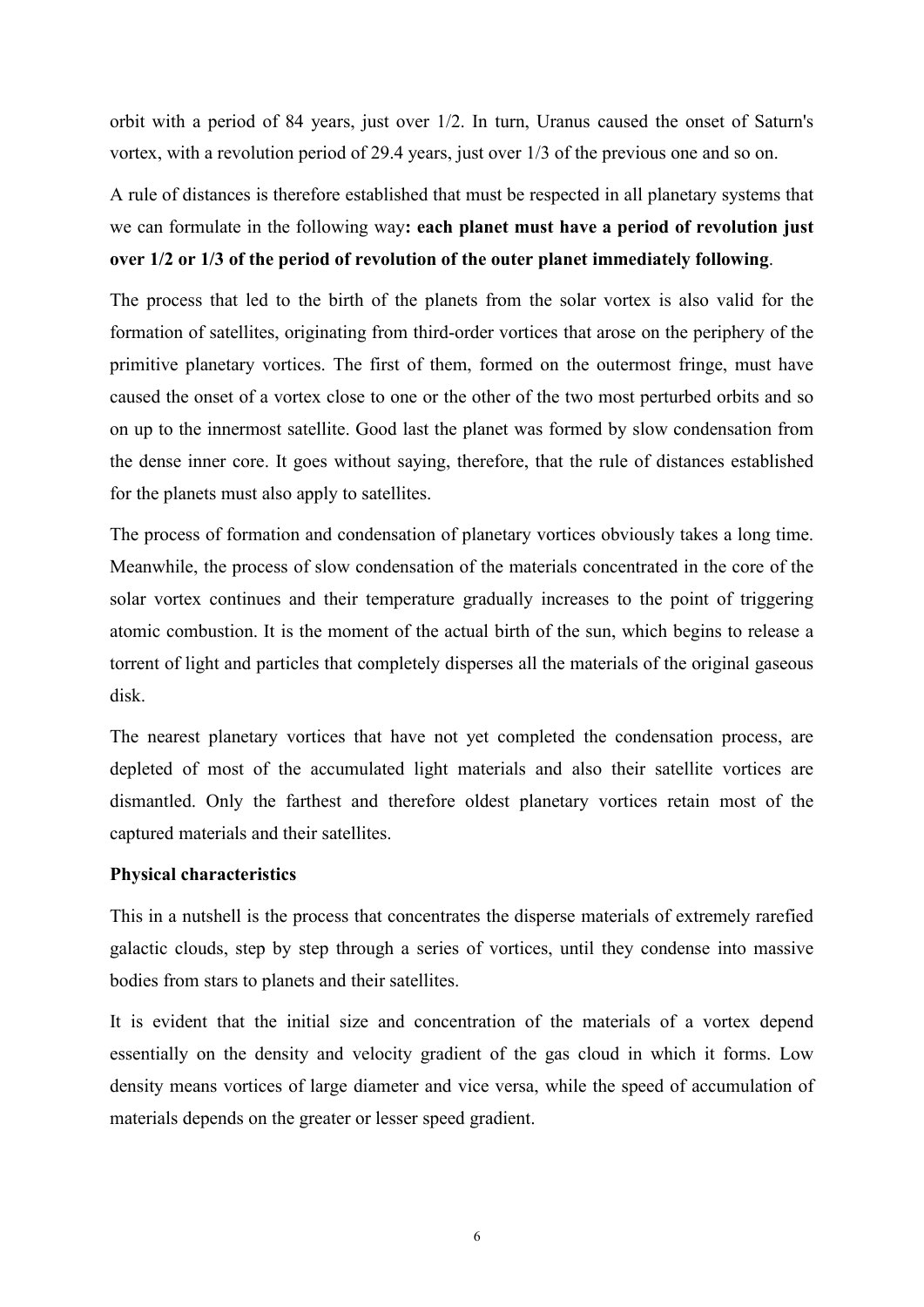orbit with a period of 84 years, just over 1/2. In turn, Uranus caused the onset of Saturn's vortex, with a revolution period of 29.4 years, just over 1/3 of the previous one and so on.

A rule of distances is therefore established that must be respected in all planetary systems that we can formulate in the following way**: each planet must have a period of revolution just over 1/2 or 1/3 of the period of revolution of the outer planet immediately following**.

The process that led to the birth of the planets from the solar vortex is also valid for the formation of satellites, originating from third-order vortices that arose on the periphery of the primitive planetary vortices. The first of them, formed on the outermost fringe, must have caused the onset of a vortex close to one or the other of the two most perturbed orbits and so on up to the innermost satellite. Good last the planet was formed by slow condensation from the dense inner core. It goes without saying, therefore, that the rule of distances established for the planets must also apply to satellites.

The process of formation and condensation of planetary vortices obviously takes a long time. Meanwhile, the process of slow condensation of the materials concentrated in the core of the solar vortex continues and their temperature gradually increases to the point of triggering atomic combustion. It is the moment of the actual birth of the sun, which begins to release a torrent of light and particles that completely disperses all the materials of the original gaseous disk.

The nearest planetary vortices that have not yet completed the condensation process, are depleted of most of the accumulated light materials and also their satellite vortices are dismantled. Only the farthest and therefore oldest planetary vortices retain most of the captured materials and their satellites.

**Physical characteristics**

This in a nutshell is the process that concentrates the disperse materials of extremely rarefied galactic clouds, step by step through a series of vortices, until they condense into massive bodies from stars to planets and their satellites.

It is evident that the initial size and concentration of the materials of a vortex depend essentially on the density and velocity gradient of the gas cloud in which it forms. Low density means vortices of large diameter and vice versa, while the speed of accumulation of materials depends on the greater or lesser speed gradient.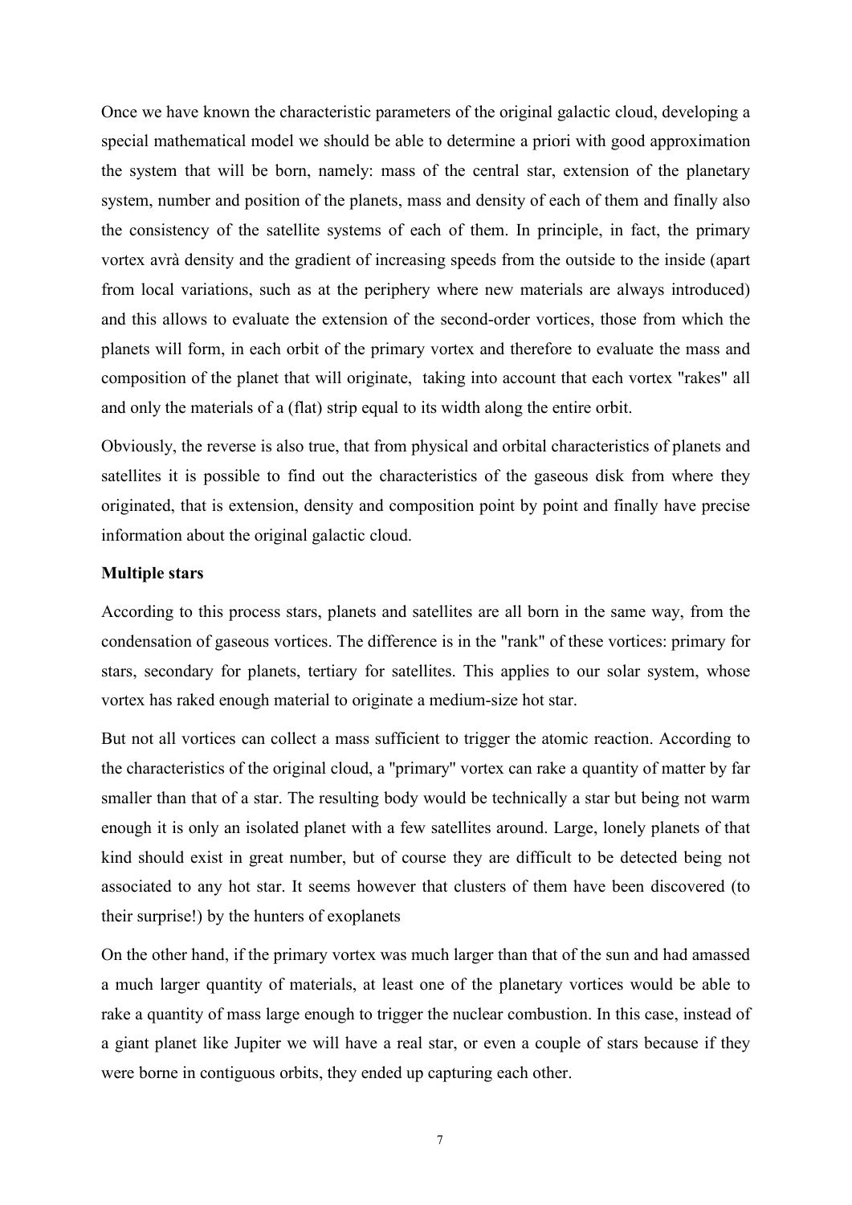Once we have known the characteristic parameters of the original galactic cloud, developing a special mathematical model we should be able to determine a priori with good approximation the system that will be born, namely: mass of the central star, extension of the planetary system, number and position of the planets, mass and density of each of them and finally also the consistency of the satellite systems of each of them. In principle, in fact, the primary vortex avrà density and the gradient of increasing speeds from the outside to the inside (apart from local variations, such as at the periphery where new materials are always introduced) and this allows to evaluate the extension of the second-order vortices, those from which the planets will form, in each orbit of the primary vortex and therefore to evaluate the mass and composition of the planet that will originate,  taking into account that each vortex "rakes" all and only the materials of a (flat) strip equal to its width along the entire orbit.

Obviously, the reverse is also true, that from physical and orbital characteristics of planets and satellites it is possible to find out the characteristics of the gaseous disk from where they originated, that is extension, density and composition point by point and finally have precise information about the original galactic cloud.

**Multiple stars**

According to this process stars, planets and satellites are all born in the same way, from the condensation of gaseous vortices. The difference is in the "rank" of these vortices: primary for stars, secondary for planets, tertiary for satellites. This applies to our solar system, whose vortex has raked enough material to originate a medium-size hot star.

But not all vortices can collect a mass sufficient to trigger the atomic reaction. According to the characteristics of the original cloud, a "primary" vortex can rake a quantity of matter by far smaller than that of a star. The resulting body would be technically a star but being not warm enough it is only an isolated planet with a few satellites around. Large, lonely planets of that kind should exist in great number, but of course they are difficult to be detected being not associated to any hot star. It seems however that clusters of them have been discovered (to their surprise!) by the hunters of exoplanets

On the other hand, if the primary vortex was much larger than that of the sun and had amassed a much larger quantity of materials, at least one of the planetary vortices would be able to rake a quantity of mass large enough to trigger the nuclear combustion. In this case, instead of a giant planet like Jupiter we will have a real star, or even a couple of stars because if they were borne in contiguous orbits, they ended up capturing each other.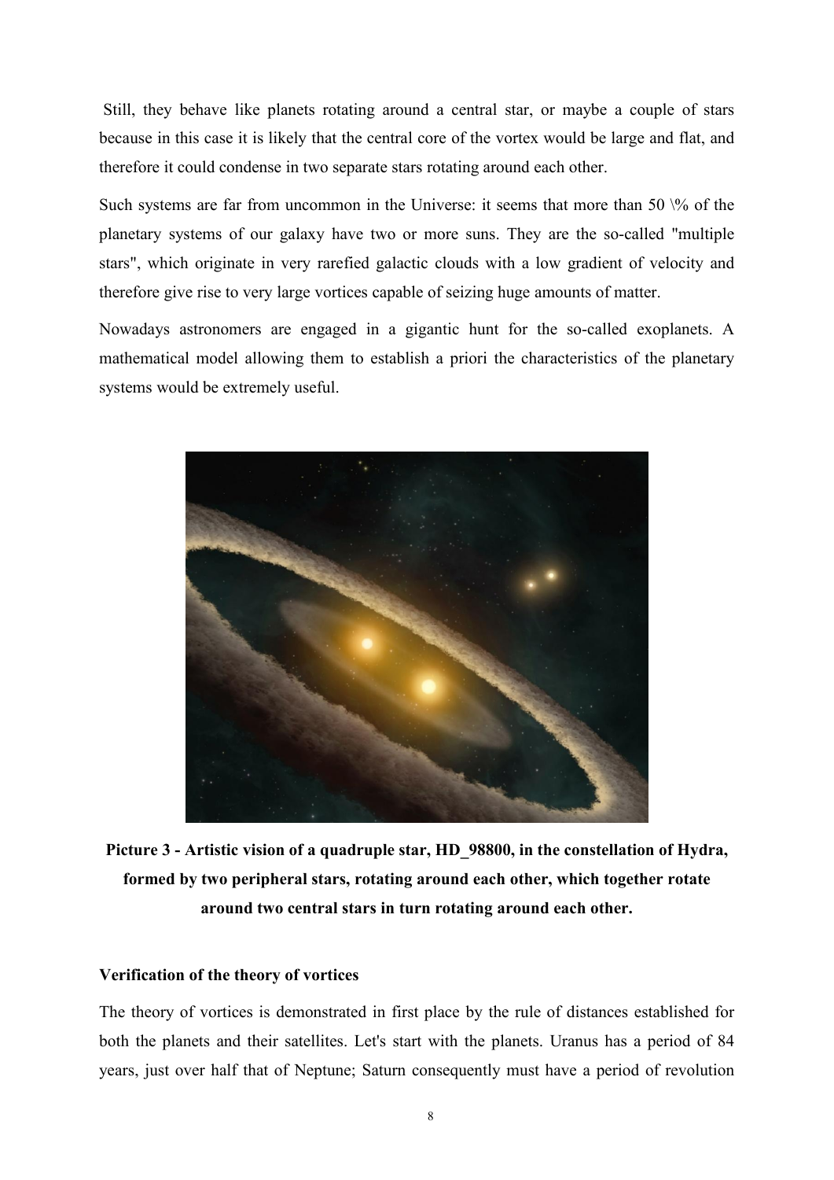Still, they behave like planets rotating around a central star, or maybe a couple of stars because in this case it is likely that the central core of the vortex would be large and flat, and therefore it could condense in two separate stars rotating around each other.

Such systems are far from uncommon in the Universe: it seems that more than 50 \% of the planetary systems of our galaxy have two or more suns. They are the so-called "multiple stars", which originate in very rarefied galactic clouds with a low gradient of velocity and therefore give rise to very large vortices capable of seizing huge amounts of matter.

Nowadays astronomers are engaged in a gigantic hunt for the so-called exoplanets. A mathematical model allowing them to establish a priori the characteristics of the planetary systems would be extremely useful.

**Picture 3 - Artistic vision of a quadruple star, HD_98800, in the constellation of Hydra, formed by two peripheral stars, rotating around each other, which together rotate around two central stars in turn rotating around each other.**

**Verification of the theory of vortices**

The theory of vortices is demonstrated in first place by the rule of distances established for both the planets and their satellites. Let's start with the planets. Uranus has a period of 84 years, just over half that of Neptune; Saturn consequently must have a period of revolution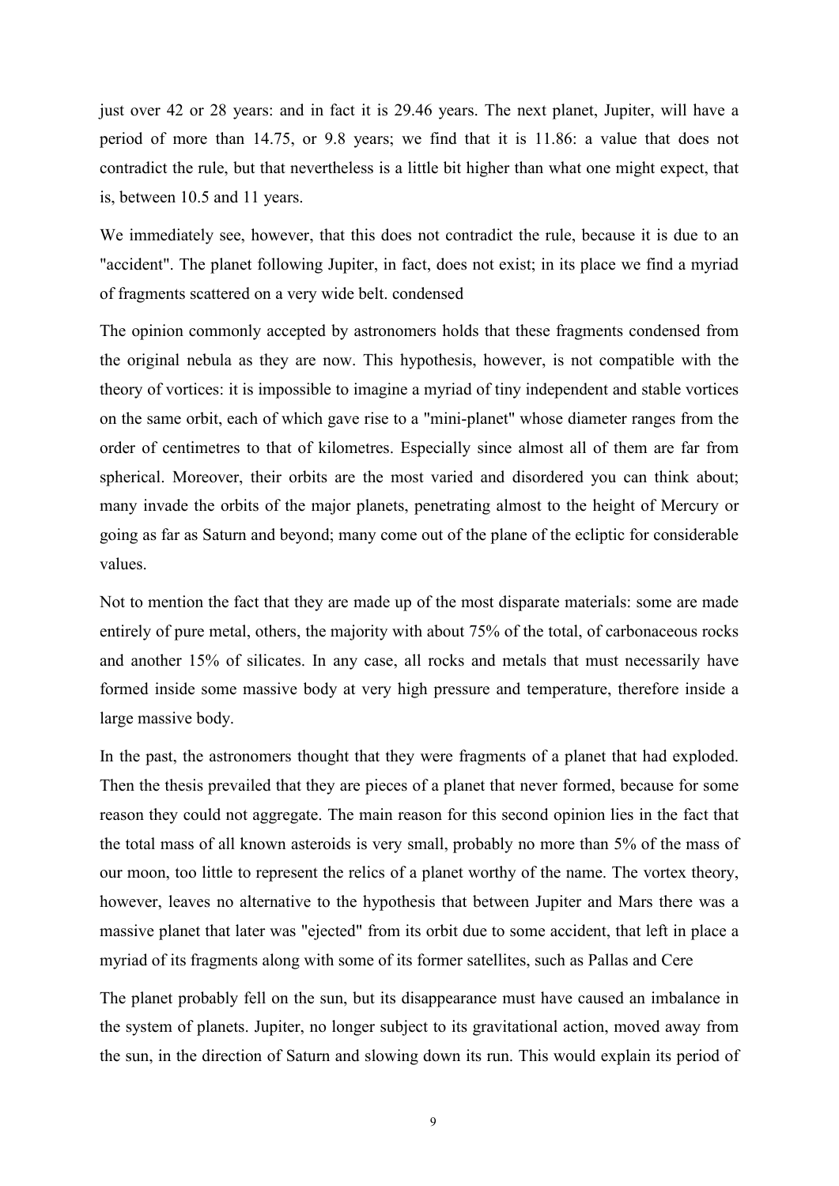just over 42 or 28 years: and in fact it is 29.46 years. The next planet, Jupiter, will have a period of more than 14.75, or 9.8 years; we find that it is 11.86: a value that does not contradict the rule, but that nevertheless is a little bit higher than what one might expect, that is, between 10.5 and 11 years.

We immediately see, however, that this does not contradict the rule, because it is due to an "accident". The planet following Jupiter, in fact, does not exist; in its place we find a myriad of fragments scattered on a very wide belt. condensed

The opinion commonly accepted by astronomers holds that these fragments condensed from the original nebula as they are now. This hypothesis, however, is not compatible with the theory of vortices: it is impossible to imagine a myriad of tiny independent and stable vortices on the same orbit, each of which gave rise to a "mini-planet" whose diameter ranges from the order of centimetres to that of kilometres. Especially since almost all of them are far from spherical. Moreover, their orbits are the most varied and disordered you can think about; many invade the orbits of the major planets, penetrating almost to the height of Mercury or going as far as Saturn and beyond; many come out of the plane of the ecliptic for considerable values.

Not to mention the fact that they are made up of the most disparate materials: some are made entirely of pure metal, others, the majority with about 75% of the total, of carbonaceous rocks and another 15% of silicates. In any case, all rocks and metals that must necessarily have formed inside some massive body at very high pressure and temperature, therefore inside a large massive body.

In the past, the astronomers thought that they were fragments of a planet that had exploded. Then the thesis prevailed that they are pieces of a planet that never formed, because for some reason they could not aggregate. The main reason for this second opinion lies in the fact that the total mass of all known asteroids is very small, probably no more than 5% of the mass of our moon, too little to represent the relics of a planet worthy of the name. The vortex theory, however, leaves no alternative to the hypothesis that between Jupiter and Mars there was a massive planet that later was "ejected" from its orbit due to some accident, that left in place a myriad of its fragments along with some of its former satellites, such as Pallas and Cere

The planet probably fell on the sun, but its disappearance must have caused an imbalance in the system of planets. Jupiter, no longer subject to its gravitational action, moved away from the sun, in the direction of Saturn and slowing down its run. This would explain its period of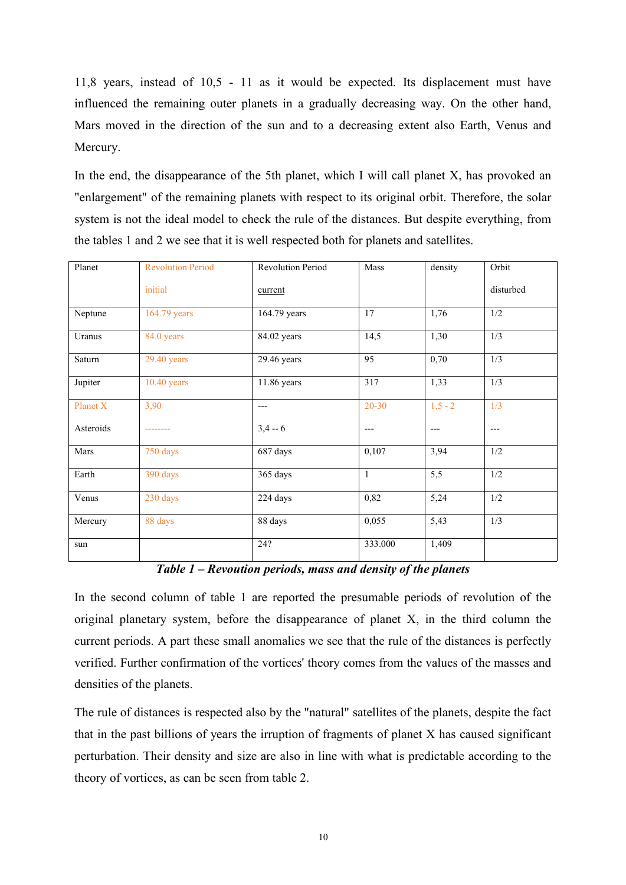11,8 years, instead of 10,5 - 11 as it would be expected. Its displacement must have influenced the remaining outer planets in a gradually decreasing way. On the other hand, Mars moved in the direction of the sun and to a decreasing extent also Earth, Venus and Mercury.

In the end, the disappearance of the 5th planet, which I will call planet X, has provoked an "enlargement" of the remaining planets with respect to its original orbit. Therefore, the solar system is not the ideal model to check the rule of the distances. But despite everything, from the tables 1 and 2 we see that it is well respected both for planets and satellites.

| Planet | Revolution Period initial | Revolution Period current | Mass | density | Orbit disturbed |
|---|---|---|---|---|---|
| Neptune | 164.79 years | 164.79 years | 17 | 1,76 | 1/2 |
| Uranus | 84.0 years | 84.02 years | 14,5 | 1,30 | 1/3 |
| Saturn | 29.40 years | 29.46 years | 95 | 0,70 | 1/3 |
| Jupiter | 10.40 years | 11.86 years | 317 | 1,33 | 1/3 |
| Planet X<br>Asteroids | 3,90<br>-------- | ---<br>3,4 -- 6 | 20-30<br>--- | 1,5 - 2<br>--- | 1/3<br>--- |
| Mars | 750 days | 687 days | 0,107 | 3,94 | 1/2 |
| Earth | 390 days | 365 days | 1 | 5,5 | 1/2 |
| Venus | 230 days | 224 days | 0,82 | 5,24 | 1/2 |
| Mercury | 88 days | 88 days | 0,055 | 5,43 | 1/3 |
| sun | | 24? | 333.000 | 1,409 | |

***Table 1 – Revoution periods, mass and density of the planets***

In the second column of table 1 are reported the presumable periods of revolution of the original planetary system, before the disappearance of planet X, in the third column the current periods. A part these small anomalies we see that the rule of the distances is perfectly verified. Further confirmation of the vortices' theory comes from the values of the masses and densities of the planets.

The rule of distances is respected also by the "natural" satellites of the planets, despite the fact that in the past billions of years the irruption of fragments of planet X has caused significant perturbation. Their density and size are also in line with what is predictable according to the theory of vortices, as can be seen from table 2.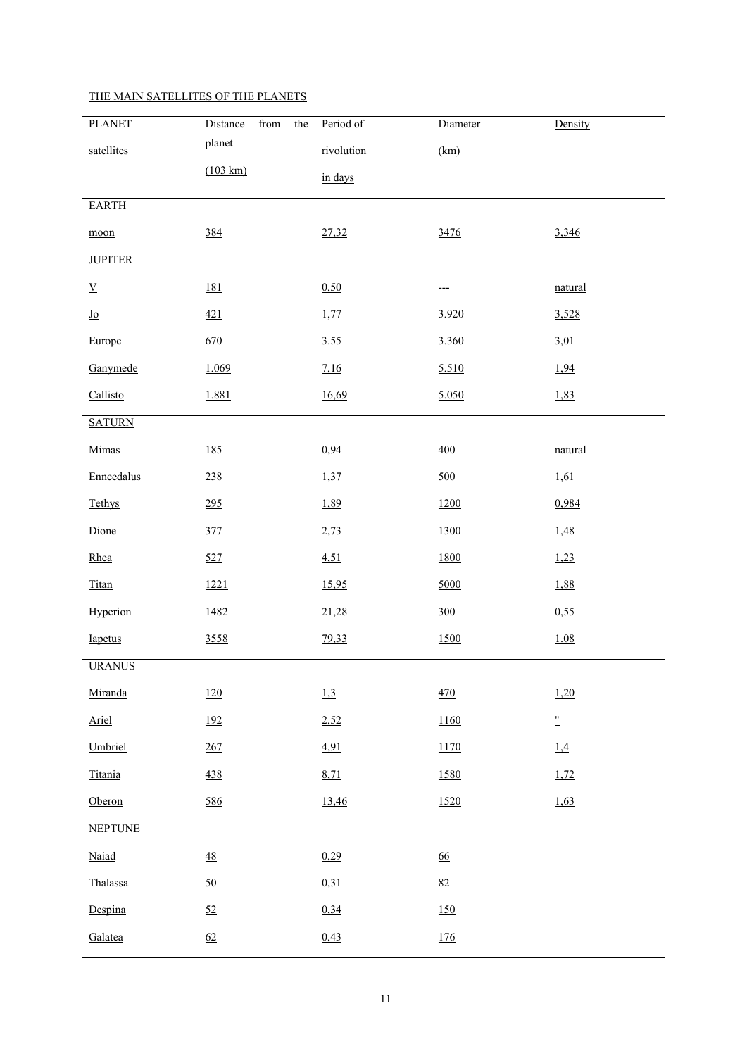| THE MAIN SATELLITES OF THE PLANETS | | | | |
|---|---|---|---|---|
| PLANET satellites | Distance from the planet (103 km) | Period of rivolution in days | Diameter (km) | Density |
| EARTH | | | | |
| moon | 384 | 27,32 | 3476 | 3,346 |
| JUPITER | | | | |
| V | 181 | 0,50 | --- | natural |
| Jo | 421 | 1,77 | 3.920 | 3,528 |
| Europe | 670 | 3.55 | 3.360 | 3,01 |
| Ganymede | 1.069 | 7,16 | 5.510 | 1,94 |
| Callisto | 1.881 | 16,69 | 5.050 | 1,83 |
| SATURN | | | | |
| Mimas | 185 | 0,94 | 400 | natural |
| Enncedalus | 238 | 1,37 | 500 | 1,61 |
| Tethys | 295 | 1,89 | 1200 | 0,984 |
| Dione | 377 | 2,73 | 1300 | 1,48 |
| Rhea | 527 | 4,51 | 1800 | 1,23 |
| Titan | 1221 | 15,95 | 5000 | 1,88 |
| Hyperion | 1482 | 21,28 | 300 | 0,55 |
| Iapetus | 3558 | 79,33 | 1500 | 1.08 |
| URANUS | | | | |
| Miranda | 120 | 1,3 | 470 | 1,20 |
| Ariel | 192 | 2,52 | 1160 | " |
| Umbriel | 267 | 4,91 | 1170 | 1,4 |
| Titania | 438 | 8,71 | 1580 | 1,72 |
| Oberon | 586 | 13,46 | 1520 | 1,63 |
| NEPTUNE | | | | |
| Naiad | 48 | 0,29 | 66 | |
| Thalassa | 50 | 0,31 | 82 | |
| Despina | 52 | 0,34 | 150 | |
| Galatea | 62 | 0,43 | 176 | |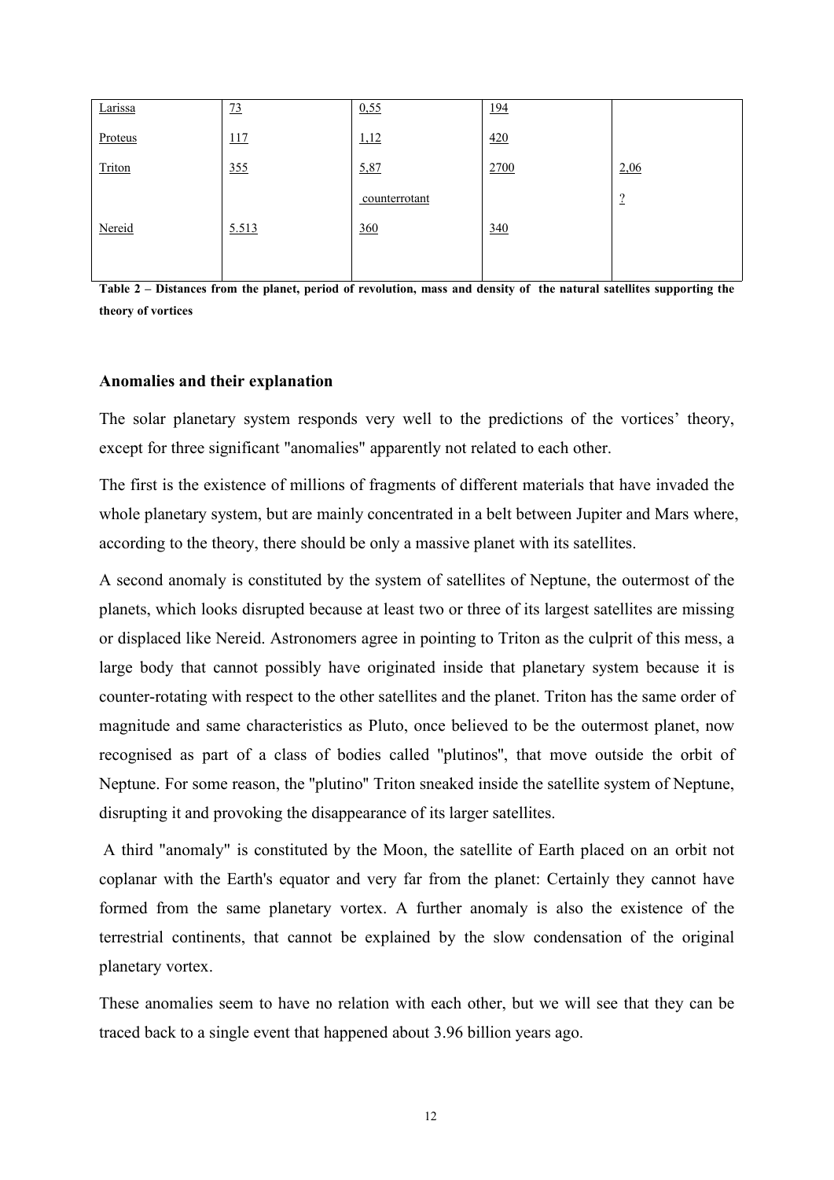| Larissa | 73 | 0,55 | 194 | |
|---|---|---|---|---|
| Proteus | 117 | 1,12 | 420 | |
| Triton | 355 | 5,87 | 2700 | 2,06 |
| | | counterrotant | | ? |
| Nereid | 5.513 | 360 | 340 | |
| | | | | |

**Table 2 – Distances from the planet, period of revolution, mass and density of the natural satellites supporting the theory of vortices**

### Anomalies and their explanation

The solar planetary system responds very well to the predictions of the vortices' theory, except for three significant "anomalies" apparently not related to each other.

The first is the existence of millions of fragments of different materials that have invaded the whole planetary system, but are mainly concentrated in a belt between Jupiter and Mars where, according to the theory, there should be only a massive planet with its satellites.

A second anomaly is constituted by the system of satellites of Neptune, the outermost of the planets, which looks disrupted because at least two or three of its largest satellites are missing or displaced like Nereid. Astronomers agree in pointing to Triton as the culprit of this mess, a large body that cannot possibly have originated inside that planetary system because it is counter-rotating with respect to the other satellites and the planet. Triton has the same order of magnitude and same characteristics as Pluto, once believed to be the outermost planet, now recognised as part of a class of bodies called "plutinos", that move outside the orbit of Neptune. For some reason, the "plutino" Triton sneaked inside the satellite system of Neptune, disrupting it and provoking the disappearance of its larger satellites.

A third "anomaly" is constituted by the Moon, the satellite of Earth placed on an orbit not coplanar with the Earth's equator and very far from the planet: Certainly they cannot have formed from the same planetary vortex. A further anomaly is also the existence of the terrestrial continents, that cannot be explained by the slow condensation of the original planetary vortex.

These anomalies seem to have no relation with each other, but we will see that they can be traced back to a single event that happened about 3.96 billion years ago.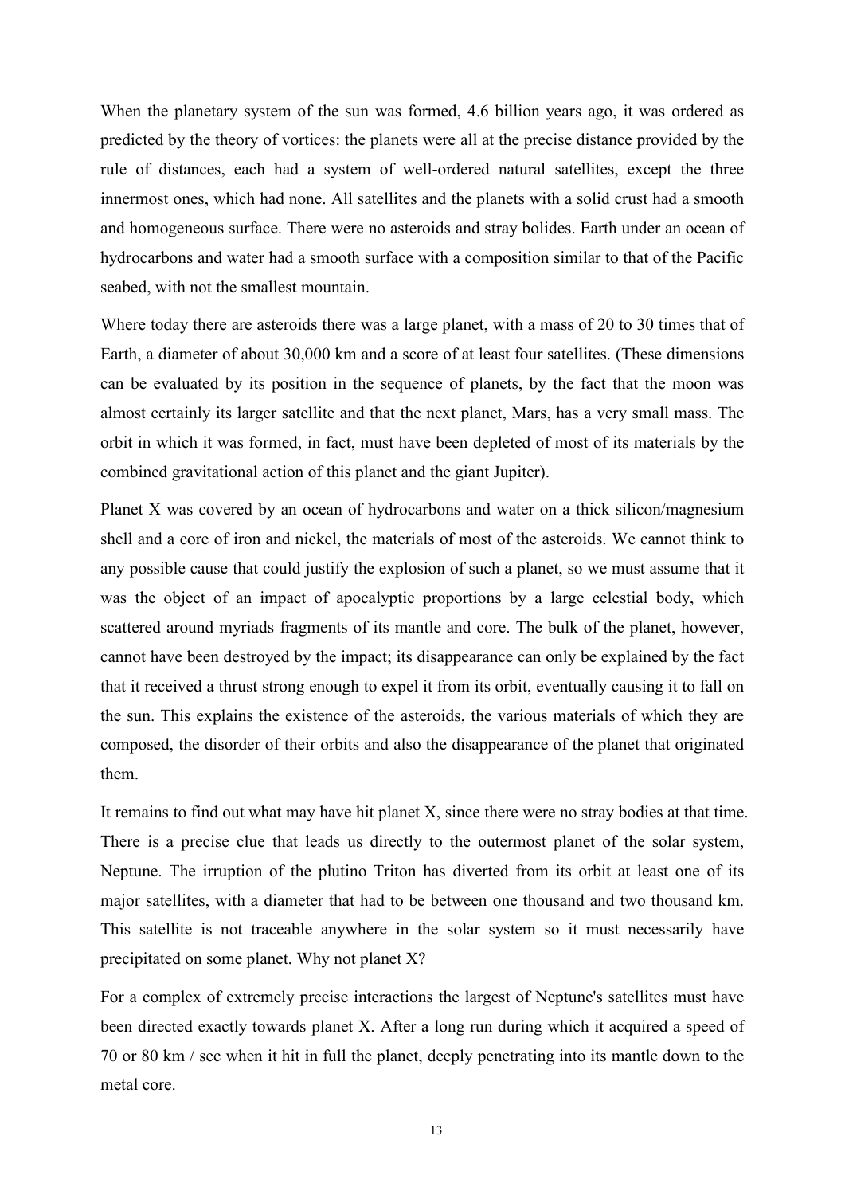When the planetary system of the sun was formed, 4.6 billion years ago, it was ordered as predicted by the theory of vortices: the planets were all at the precise distance provided by the rule of distances, each had a system of well-ordered natural satellites, except the three innermost ones, which had none. All satellites and the planets with a solid crust had a smooth and homogeneous surface. There were no asteroids and stray bolides. Earth under an ocean of hydrocarbons and water had a smooth surface with a composition similar to that of the Pacific seabed, with not the smallest mountain.

Where today there are asteroids there was a large planet, with a mass of 20 to 30 times that of Earth, a diameter of about 30,000 km and a score of at least four satellites. (These dimensions can be evaluated by its position in the sequence of planets, by the fact that the moon was almost certainly its larger satellite and that the next planet, Mars, has a very small mass. The orbit in which it was formed, in fact, must have been depleted of most of its materials by the combined gravitational action of this planet and the giant Jupiter).

Planet X was covered by an ocean of hydrocarbons and water on a thick silicon/magnesium shell and a core of iron and nickel, the materials of most of the asteroids. We cannot think to any possible cause that could justify the explosion of such a planet, so we must assume that it was the object of an impact of apocalyptic proportions by a large celestial body, which scattered around myriads fragments of its mantle and core. The bulk of the planet, however, cannot have been destroyed by the impact; its disappearance can only be explained by the fact that it received a thrust strong enough to expel it from its orbit, eventually causing it to fall on the sun. This explains the existence of the asteroids, the various materials of which they are composed, the disorder of their orbits and also the disappearance of the planet that originated them.

It remains to find out what may have hit planet X, since there were no stray bodies at that time. There is a precise clue that leads us directly to the outermost planet of the solar system, Neptune. The irruption of the plutino Triton has diverted from its orbit at least one of its major satellites, with a diameter that had to be between one thousand and two thousand km. This satellite is not traceable anywhere in the solar system so it must necessarily have precipitated on some planet. Why not planet X?

For a complex of extremely precise interactions the largest of Neptune's satellites must have been directed exactly towards planet X. After a long run during which it acquired a speed of 70 or 80 km / sec when it hit in full the planet, deeply penetrating into its mantle down to the metal core.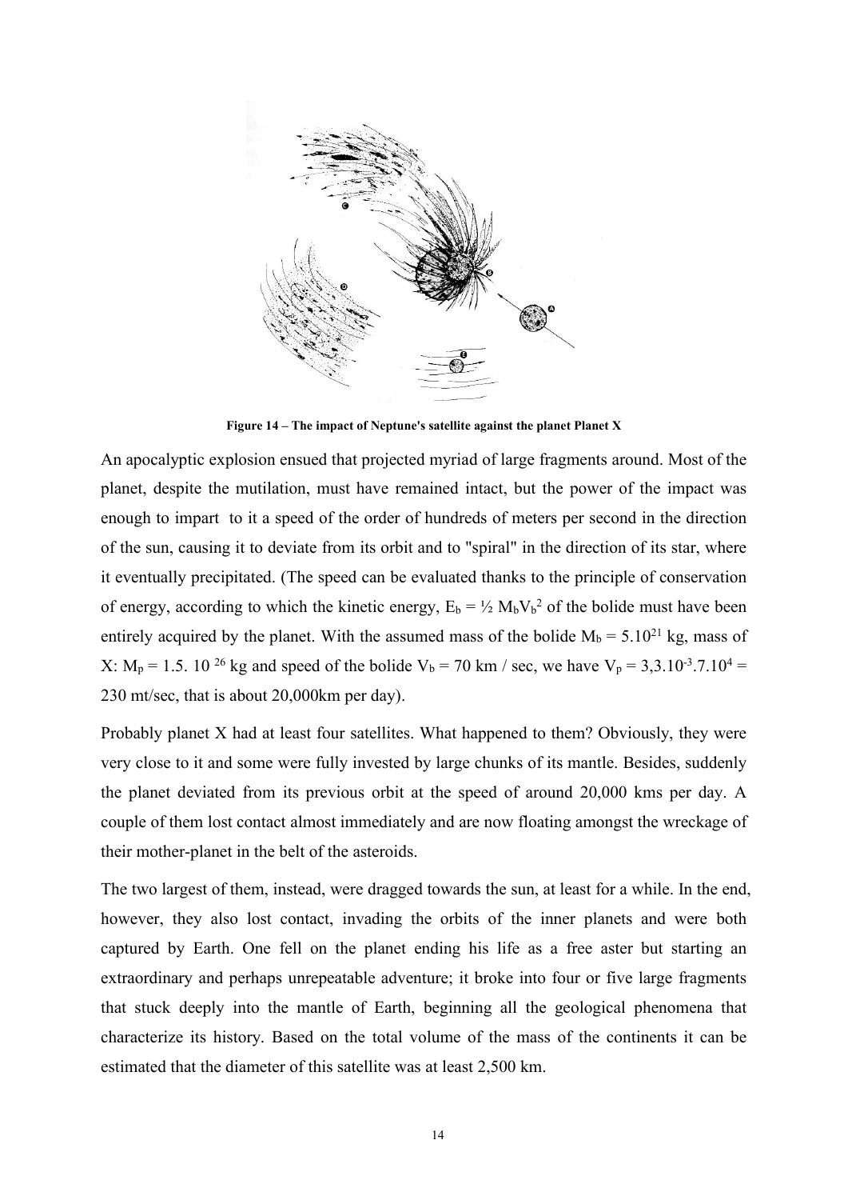Figure 14 – The impact of Neptune's satellite against the planet Planet X

An apocalyptic explosion ensued that projected myriad of large fragments around. Most of the planet, despite the mutilation, must have remained intact, but the power of the impact was enough to impart to it a speed of the order of hundreds of meters per second in the direction of the sun, causing it to deviate from its orbit and to "spiral" in the direction of its star, where it eventually precipitated. (The speed can be evaluated thanks to the principle of conservation of energy, according to which the kinetic energy, $E_b = ½ M_b V_b^2$ of the bolide must have been entirely acquired by the planet. With the assumed mass of the bolide $M_b = 5.10^{21}$ kg, mass of X: $M_p = 1.5.\ 10^{26}$ kg and speed of the bolide $V_b = 70$ km / sec, we have $V_p = 3{,}3.10^{-3}.7.10^4 =$ 230 mt/sec, that is about 20,000km per day).

Probably planet X had at least four satellites. What happened to them? Obviously, they were very close to it and some were fully invested by large chunks of its mantle. Besides, suddenly the planet deviated from its previous orbit at the speed of around 20,000 kms per day. A couple of them lost contact almost immediately and are now floating amongst the wreckage of their mother-planet in the belt of the asteroids.

The two largest of them, instead, were dragged towards the sun, at least for a while. In the end, however, they also lost contact, invading the orbits of the inner planets and were both captured by Earth. One fell on the planet ending his life as a free aster but starting an extraordinary and perhaps unrepeatable adventure; it broke into four or five large fragments that stuck deeply into the mantle of Earth, beginning all the geological phenomena that characterize its history. Based on the total volume of the mass of the continents it can be estimated that the diameter of this satellite was at least 2,500 km.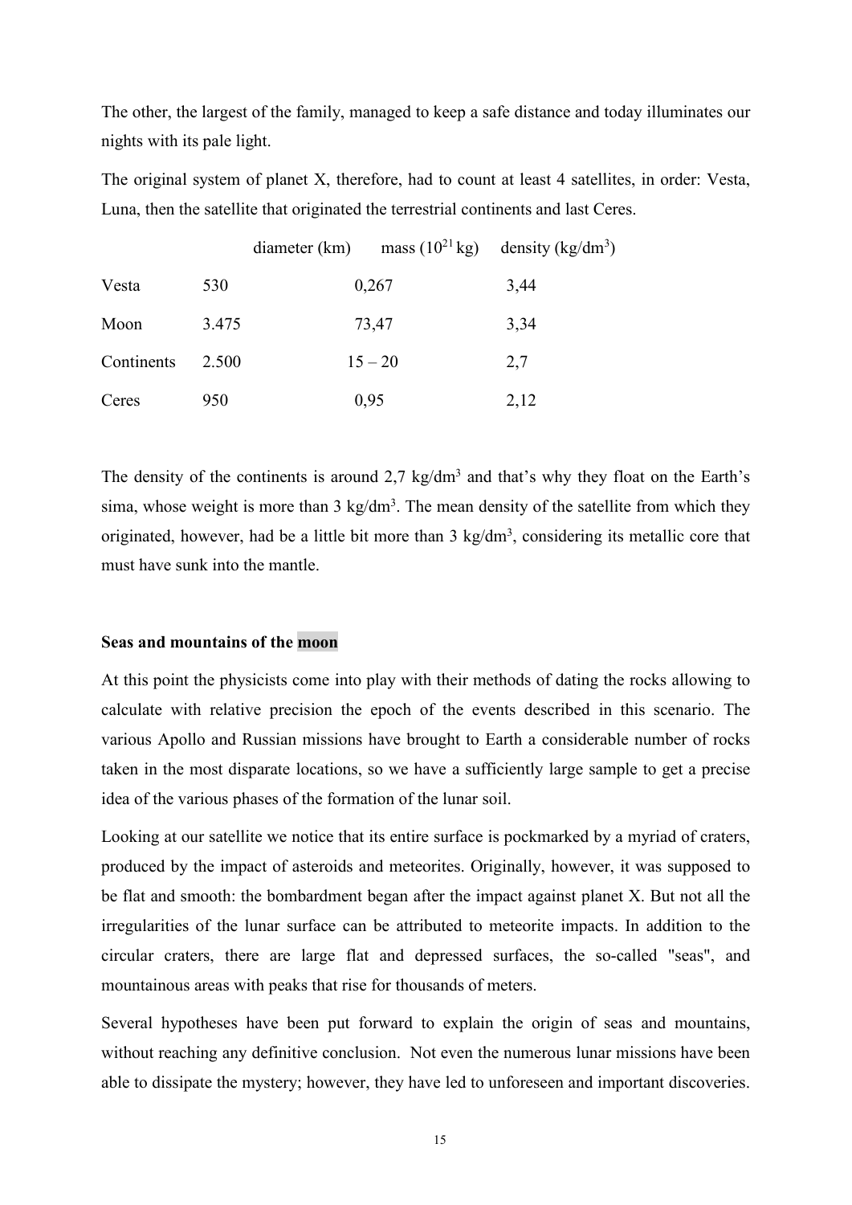The other, the largest of the family, managed to keep a safe distance and today illuminates our nights with its pale light.

The original system of planet X, therefore, had to count at least 4 satellites, in order: Vesta, Luna, then the satellite that originated the terrestrial continents and last Ceres.

| | diameter (km) | mass ($10^{21}$ kg) | density (kg/dm$^3$) |
|---|---|---|---|
| Vesta | 530 | 0,267 | 3,44 |
| Moon | 3.475 | 73,47 | 3,34 |
| Continents | 2.500 | 15 – 20 | 2,7 |
| Ceres | 950 | 0,95 | 2,12 |

The density of the continents is around 2,7 kg/dm$^3$ and that's why they float on the Earth's sima, whose weight is more than 3 kg/dm$^3$. The mean density of the satellite from which they originated, however, had be a little bit more than 3 kg/dm$^3$, considering its metallic core that must have sunk into the mantle.

**Seas and mountains of the moon**

At this point the physicists come into play with their methods of dating the rocks allowing to calculate with relative precision the epoch of the events described in this scenario. The various Apollo and Russian missions have brought to Earth a considerable number of rocks taken in the most disparate locations, so we have a sufficiently large sample to get a precise idea of the various phases of the formation of the lunar soil.

Looking at our satellite we notice that its entire surface is pockmarked by a myriad of craters, produced by the impact of asteroids and meteorites. Originally, however, it was supposed to be flat and smooth: the bombardment began after the impact against planet X. But not all the irregularities of the lunar surface can be attributed to meteorite impacts. In addition to the circular craters, there are large flat and depressed surfaces, the so-called "seas", and mountainous areas with peaks that rise for thousands of meters.

Several hypotheses have been put forward to explain the origin of seas and mountains, without reaching any definitive conclusion. Not even the numerous lunar missions have been able to dissipate the mystery; however, they have led to unforeseen and important discoveries.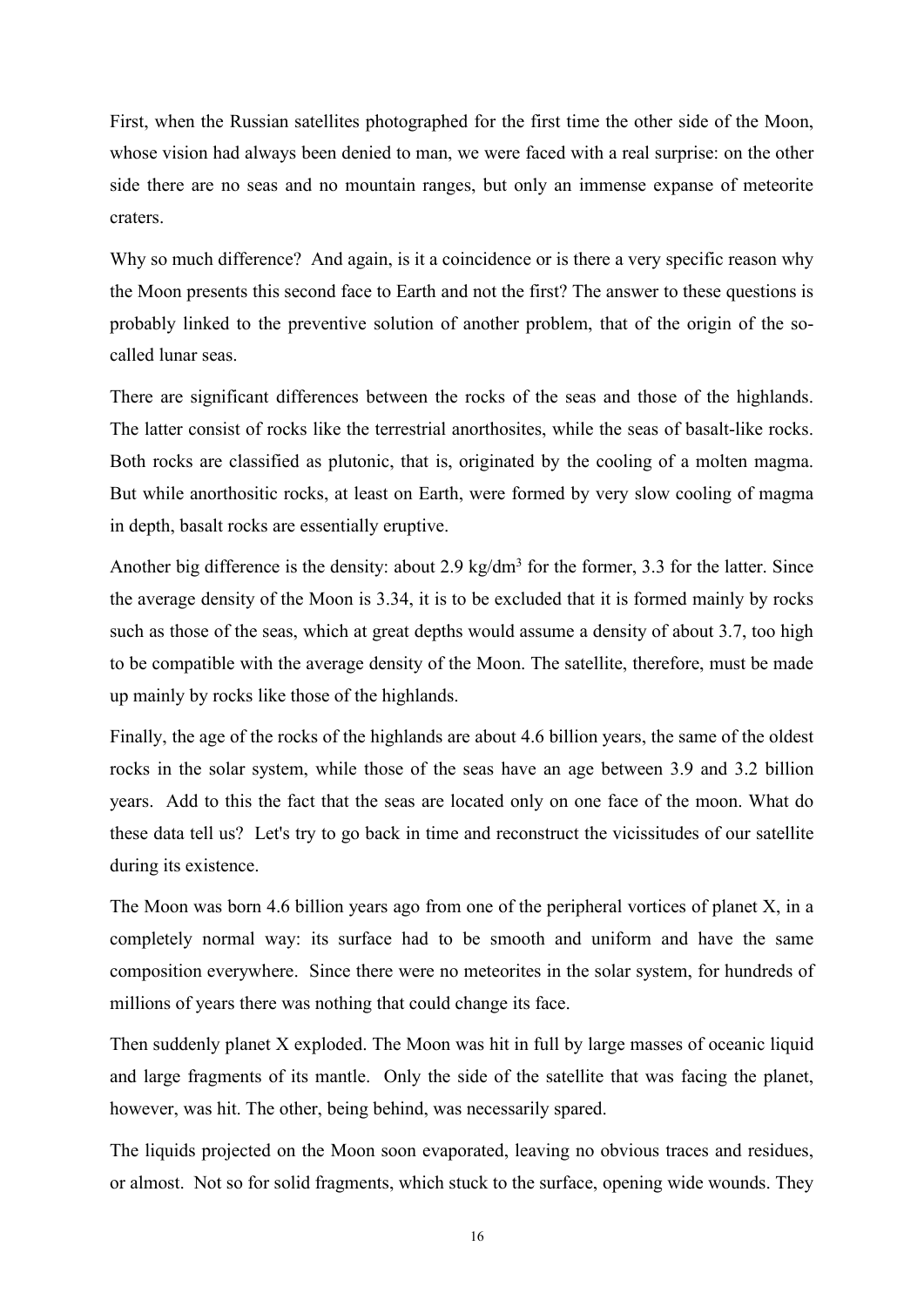First, when the Russian satellites photographed for the first time the other side of the Moon, whose vision had always been denied to man, we were faced with a real surprise: on the other side there are no seas and no mountain ranges, but only an immense expanse of meteorite craters.

Why so much difference? And again, is it a coincidence or is there a very specific reason why the Moon presents this second face to Earth and not the first? The answer to these questions is probably linked to the preventive solution of another problem, that of the origin of the so-called lunar seas.

There are significant differences between the rocks of the seas and those of the highlands. The latter consist of rocks like the terrestrial anorthosites, while the seas of basalt-like rocks. Both rocks are classified as plutonic, that is, originated by the cooling of a molten magma. But while anorthositic rocks, at least on Earth, were formed by very slow cooling of magma in depth, basalt rocks are essentially eruptive.

Another big difference is the density: about 2.9 $kg/dm^3$ for the former, 3.3 for the latter. Since the average density of the Moon is 3.34, it is to be excluded that it is formed mainly by rocks such as those of the seas, which at great depths would assume a density of about 3.7, too high to be compatible with the average density of the Moon. The satellite, therefore, must be made up mainly by rocks like those of the highlands.

Finally, the age of the rocks of the highlands are about 4.6 billion years, the same of the oldest rocks in the solar system, while those of the seas have an age between 3.9 and 3.2 billion years. Add to this the fact that the seas are located only on one face of the moon. What do these data tell us? Let's try to go back in time and reconstruct the vicissitudes of our satellite during its existence.

The Moon was born 4.6 billion years ago from one of the peripheral vortices of planet X, in a completely normal way: its surface had to be smooth and uniform and have the same composition everywhere. Since there were no meteorites in the solar system, for hundreds of millions of years there was nothing that could change its face.

Then suddenly planet X exploded. The Moon was hit in full by large masses of oceanic liquid and large fragments of its mantle. Only the side of the satellite that was facing the planet, however, was hit. The other, being behind, was necessarily spared.

The liquids projected on the Moon soon evaporated, leaving no obvious traces and residues, or almost. Not so for solid fragments, which stuck to the surface, opening wide wounds. They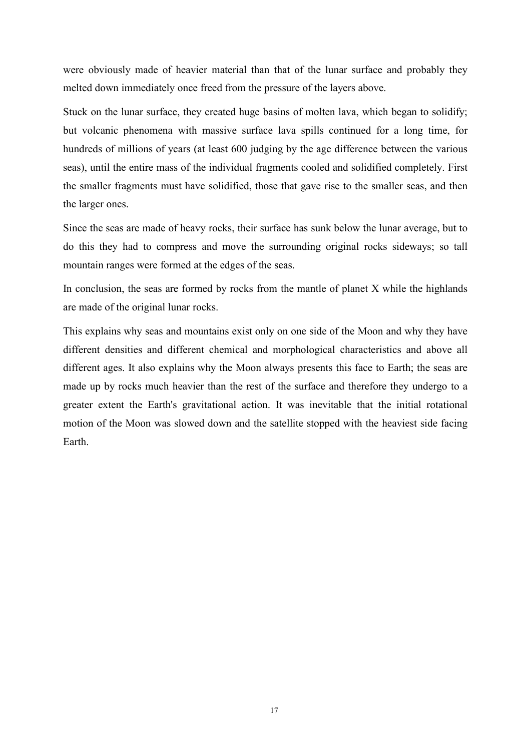were obviously made of heavier material than that of the lunar surface and probably they melted down immediately once freed from the pressure of the layers above.

Stuck on the lunar surface, they created huge basins of molten lava, which began to solidify; but volcanic phenomena with massive surface lava spills continued for a long time, for hundreds of millions of years (at least 600 judging by the age difference between the various seas), until the entire mass of the individual fragments cooled and solidified completely. First the smaller fragments must have solidified, those that gave rise to the smaller seas, and then the larger ones.

Since the seas are made of heavy rocks, their surface has sunk below the lunar average, but to do this they had to compress and move the surrounding original rocks sideways; so tall mountain ranges were formed at the edges of the seas.

In conclusion, the seas are formed by rocks from the mantle of planet X while the highlands are made of the original lunar rocks.

This explains why seas and mountains exist only on one side of the Moon and why they have different densities and different chemical and morphological characteristics and above all different ages. It also explains why the Moon always presents this face to Earth; the seas are made up by rocks much heavier than the rest of the surface and therefore they undergo to a greater extent the Earth's gravitational action. It was inevitable that the initial rotational motion of the Moon was slowed down and the satellite stopped with the heaviest side facing Earth.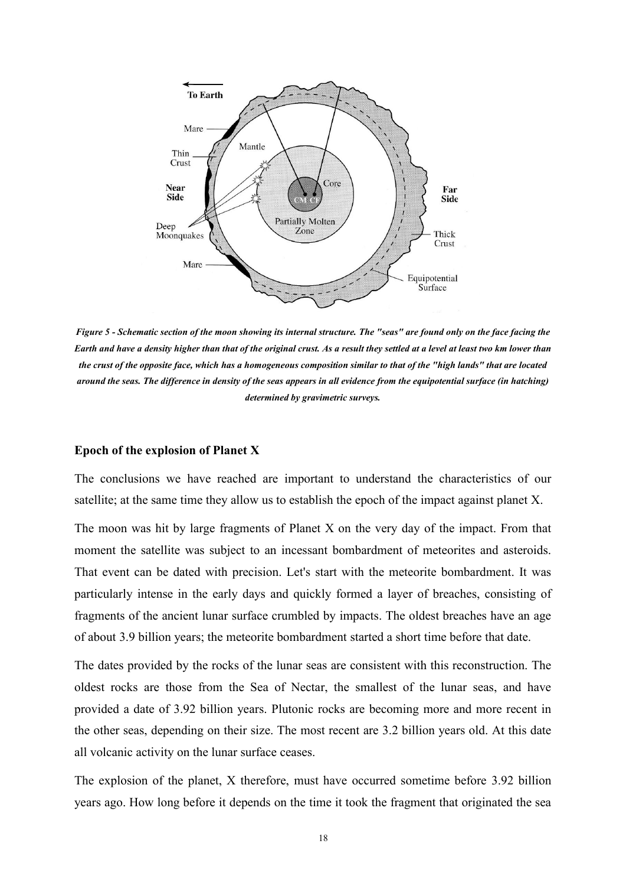*Figure 5 - Schematic section of the moon showing its internal structure. The "seas" are found only on the face facing the Earth and have a density higher than that of the original crust. As a result they settled at a level at least two km lower than the crust of the opposite face, which has a homogeneous composition similar to that of the "high lands" that are located around the seas. The difference in density of the seas appears in all evidence from the equipotential surface (in hatching) determined by gravimetric surveys.*

### Epoch of the explosion of Planet X

The conclusions we have reached are important to understand the characteristics of our satellite; at the same time they allow us to establish the epoch of the impact against planet X.

The moon was hit by large fragments of Planet X on the very day of the impact. From that moment the satellite was subject to an incessant bombardment of meteorites and asteroids. That event can be dated with precision. Let's start with the meteorite bombardment. It was particularly intense in the early days and quickly formed a layer of breaches, consisting of fragments of the ancient lunar surface crumbled by impacts. The oldest breaches have an age of about 3.9 billion years; the meteorite bombardment started a short time before that date.

The dates provided by the rocks of the lunar seas are consistent with this reconstruction. The oldest rocks are those from the Sea of Nectar, the smallest of the lunar seas, and have provided a date of 3.92 billion years. Plutonic rocks are becoming more and more recent in the other seas, depending on their size. The most recent are 3.2 billion years old. At this date all volcanic activity on the lunar surface ceases.

The explosion of the planet, X therefore, must have occurred sometime before 3.92 billion years ago. How long before it depends on the time it took the fragment that originated the sea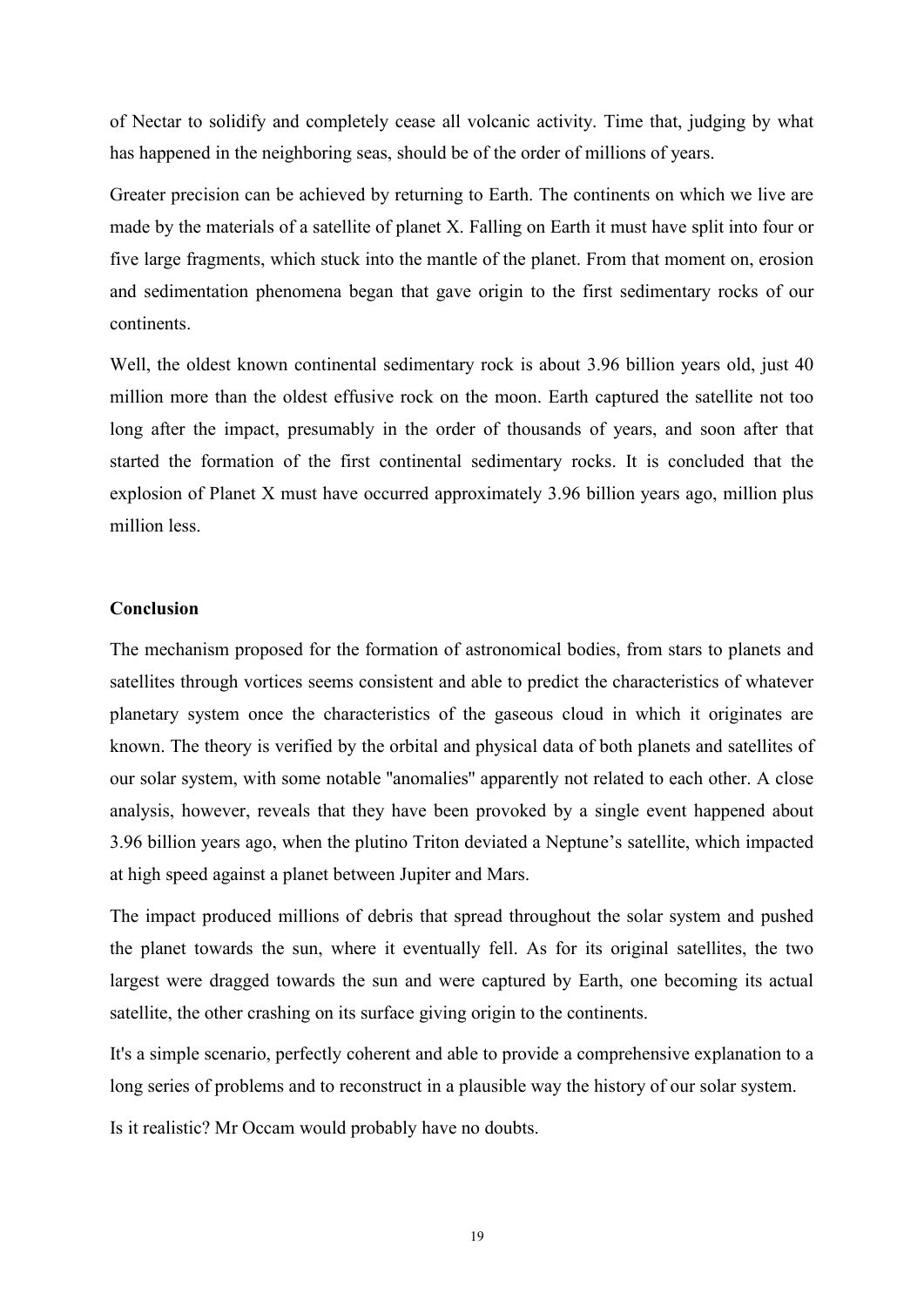of Nectar to solidify and completely cease all volcanic activity. Time that, judging by what has happened in the neighboring seas, should be of the order of millions of years.

Greater precision can be achieved by returning to Earth. The continents on which we live are made by the materials of a satellite of planet X. Falling on Earth it must have split into four or five large fragments, which stuck into the mantle of the planet. From that moment on, erosion and sedimentation phenomena began that gave origin to the first sedimentary rocks of our continents.

Well, the oldest known continental sedimentary rock is about 3.96 billion years old, just 40 million more than the oldest effusive rock on the moon. Earth captured the satellite not too long after the impact, presumably in the order of thousands of years, and soon after that started the formation of the first continental sedimentary rocks. It is concluded that the explosion of Planet X must have occurred approximately 3.96 billion years ago, million plus million less.

**Conclusion**

The mechanism proposed for the formation of astronomical bodies, from stars to planets and satellites through vortices seems consistent and able to predict the characteristics of whatever planetary system once the characteristics of the gaseous cloud in which it originates are known. The theory is verified by the orbital and physical data of both planets and satellites of our solar system, with some notable "anomalies" apparently not related to each other. A close analysis, however, reveals that they have been provoked by a single event happened about 3.96 billion years ago, when the plutino Triton deviated a Neptune's satellite, which impacted at high speed against a planet between Jupiter and Mars.

The impact produced millions of debris that spread throughout the solar system and pushed the planet towards the sun, where it eventually fell. As for its original satellites, the two largest were dragged towards the sun and were captured by Earth, one becoming its actual satellite, the other crashing on its surface giving origin to the continents.

It's a simple scenario, perfectly coherent and able to provide a comprehensive explanation to a long series of problems and to reconstruct in a plausible way the history of our solar system.

Is it realistic? Mr Occam would probably have no doubts.